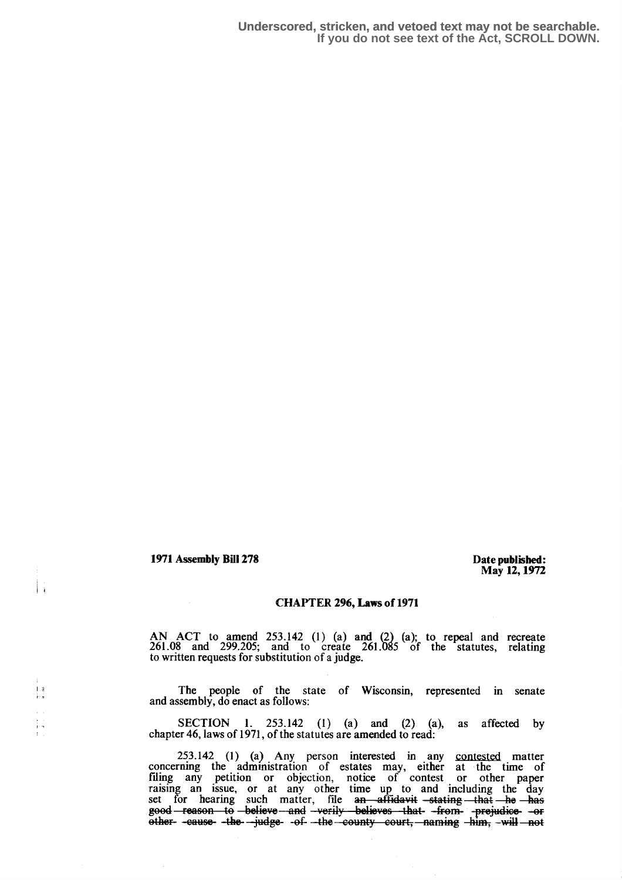Underscored, stricken, and vetoed text may not be searchable.
If you do not see text of the Act, SCROLL DOWN.

**1971 Assembly Bill 278**

**Date published: May 12, 1972**

## CHAPTER 296, Laws of 1971

AN ACT to amend 253.142 (1) (a) and (2) (a); to repeal and recreate 261.08 and 299.205; and to create 261.085 of the statutes, relating to written requests for substitution of a judge.

The people of the state of Wisconsin, represented in senate and assembly, do enact as follows:

SECTION 1. 253.142 (1) (a) and (2) (a), as affected by chapter 46, laws of 1971, of the statutes are amended to read:

253.142 (1) (a) Any person interested in any contested matter concerning the administration of estates may, either at the time of filing any petition or objection, notice of contest or other paper raising an issue, or at any other time up to and including the day set for hearing such matter, file ~~an affidavit stating that he has good reason to believe and verily believes that from prejudice or other cause the judge of the county court, naming him, will not~~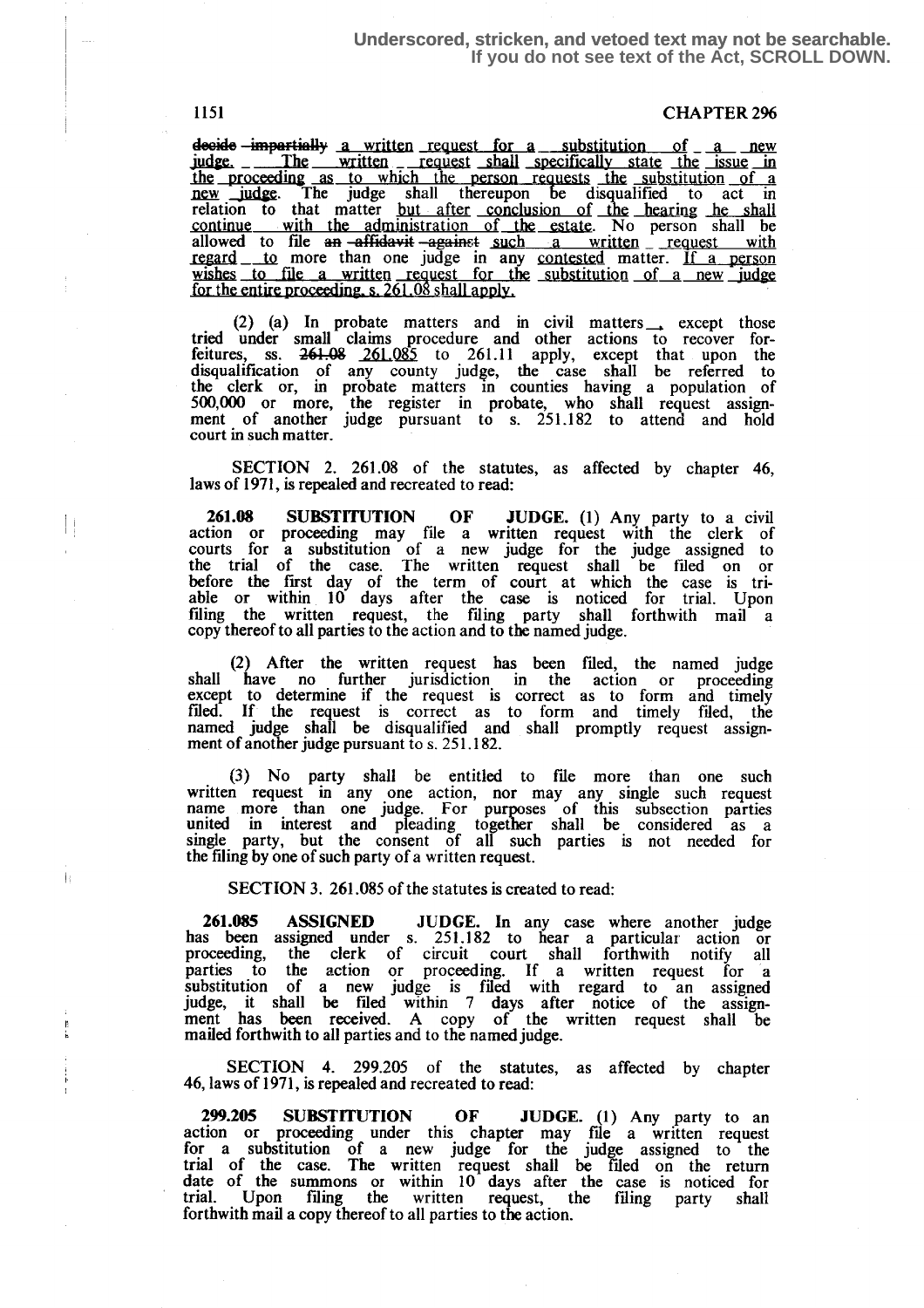decide ~~impartially~~ a written request for a substitution of a new judge. The written request shall specifically state the issue in the proceeding as to which the person requests the substitution of a new judge. The judge shall thereupon be disqualified to act in relation to that matter but after conclusion of the hearing he shall continue with the administration of the estate. No person shall be allowed to file ~~an affidavit against~~ such a written request with regard to more than one judge in any contested matter. If a person wishes to file a written request for the substitution of a new judge for the entire proceeding, s. 261.08 shall apply.

(2) (a) In probate matters and in civil matters, except those tried under small claims procedure and other actions to recover forfeitures, ss. ~~261.08~~ 261.085 to 261.11 apply, except that upon the disqualification of any county judge, the case shall be referred to the clerk or, in probate matters in counties having a population of 500,000 or more, the register in probate, who shall request assignment of another judge pursuant to s. 251.182 to attend and hold court in such matter.

SECTION 2. 261.08 of the statutes, as affected by chapter 46, laws of 1971, is repealed and recreated to read:

**261.08 SUBSTITUTION OF JUDGE.** (1) Any party to a civil action or proceeding may file a written request with the clerk of courts for a substitution of a new judge for the judge assigned to the trial of the case. The written request shall be filed on or before the first day of the term of court at which the case is triable or within 10 days after the case is noticed for trial. Upon filing the written request, the filing party shall forthwith mail a copy thereof to all parties to the action and to the named judge.

(2) After the written request has been filed, the named judge shall have no further jurisdiction in the action or proceeding except to determine if the request is correct as to form and timely filed. If the request is correct as to form and timely filed, the named judge shall be disqualified and shall promptly request assignment of another judge pursuant to s. 251.182.

(3) No party shall be entitled to file more than one such written request in any one action, nor may any single such request name more than one judge. For purposes of this subsection parties united in interest and pleading together shall be considered as a single party, but the consent of all such parties is not needed for the filing by one of such party of a written request.

SECTION 3. 261.085 of the statutes is created to read:

**261.085 ASSIGNED JUDGE.** In any case where another judge has been assigned under s. 251.182 to hear a particular action or proceeding, the clerk of circuit court shall forthwith notify all parties to the action or proceeding. If a written request for a substitution of a new judge is filed with regard to an assigned judge, it shall be filed within 7 days after notice of the assignment has been received. A copy of the written request shall be mailed forthwith to all parties and to the named judge.

SECTION 4. 299.205 of the statutes, as affected by chapter 46, laws of 1971, is repealed and recreated to read:

**299.205 SUBSTITUTION OF JUDGE.** (1) Any party to an action or proceeding under this chapter may file a written request for a substitution of a new judge for the judge assigned to the trial of the case. The written request shall be filed on the return date of the summons or within 10 days after the case is noticed for trial. Upon filing the written request, the filing party shall forthwith mail a copy thereof to all parties to the action.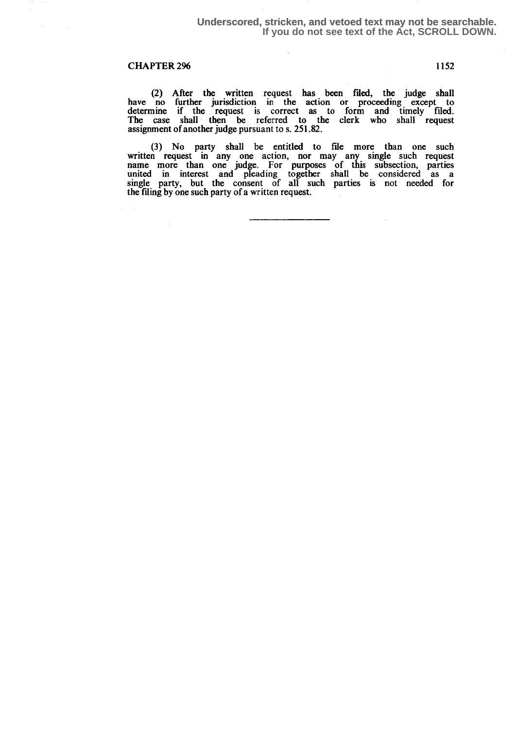(2) After the written request has been filed, the judge shall have no further jurisdiction in the action or proceeding except to determine if the request is correct as to form and timely filed. The case shall then be referred to the clerk who shall request assignment of another judge pursuant to s. 251.82.

(3) No party shall be entitled to file more than one such written request in any one action, nor may any single such request name more than one judge. For purposes of this subsection, parties united in interest and pleading together shall be considered as a single party, but the consent of all such parties is not needed for the filing by one such party of a written request.

---